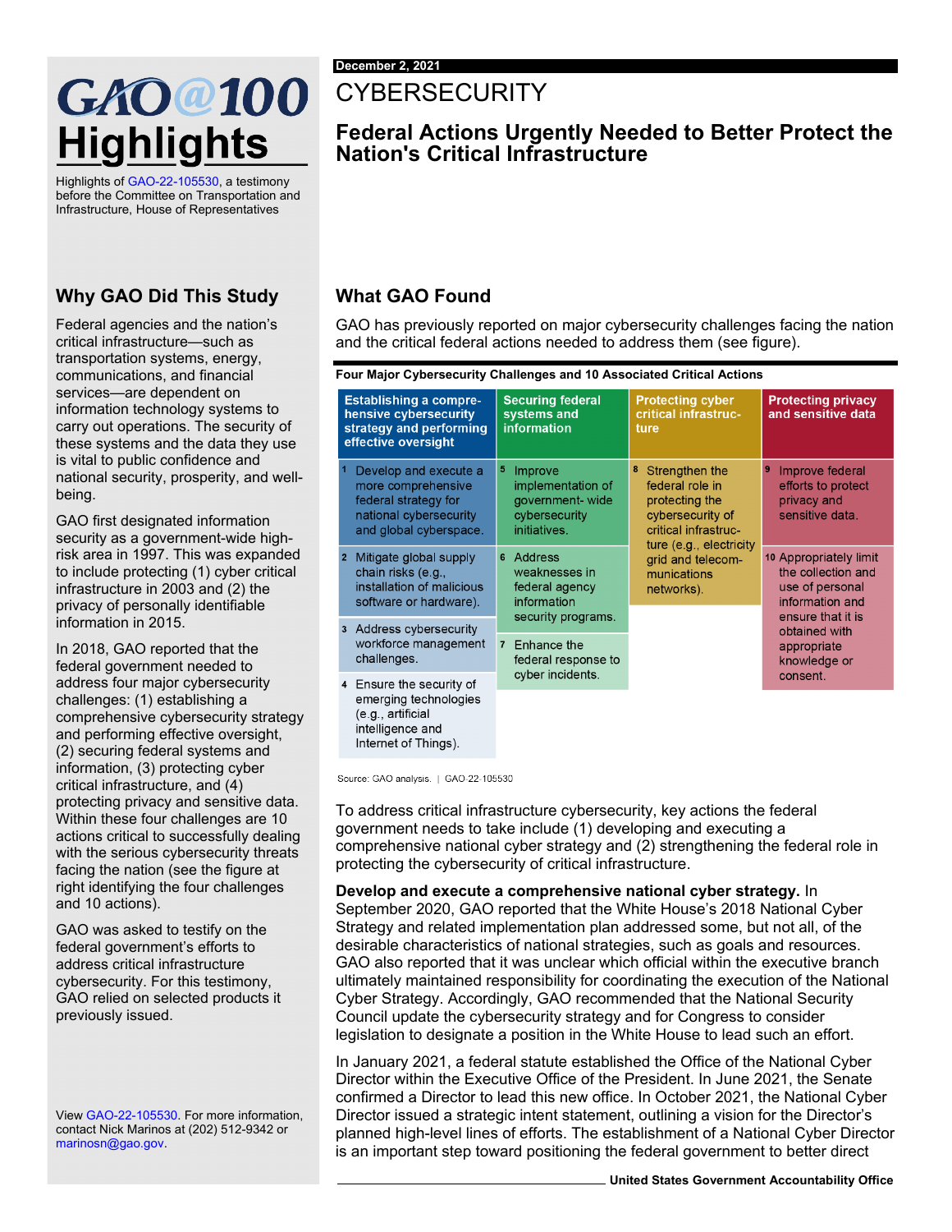# GAO@100 Highlights

Highlights of GAO-22-105530, a testimony before the Committee on Transportation and Infrastructure, House of Representatives

## Why GAO Did This Study

Federal agencies and the nation's critical infrastructure—such as transportation systems, energy, communications, and financial services—are dependent on information technology systems to carry out operations. The security of these systems and the data they use is vital to public confidence and national security, prosperity, and well-being.

GAO first designated information security as a government-wide high-risk area in 1997. This was expanded to include protecting (1) cyber critical infrastructure in 2003 and (2) the privacy of personally identifiable information in 2015.

In 2018, GAO reported that the federal government needed to address four major cybersecurity challenges: (1) establishing a comprehensive cybersecurity strategy and performing effective oversight, (2) securing federal systems and information, (3) protecting cyber critical infrastructure, and (4) protecting privacy and sensitive data. Within these four challenges are 10 actions critical to successfully dealing with the serious cybersecurity threats facing the nation (see the figure at right identifying the four challenges and 10 actions).

GAO was asked to testify on the federal government's efforts to address critical infrastructure cybersecurity. For this testimony, GAO relied on selected products it previously issued.

View GAO-22-105530. For more information, contact Nick Marinos at (202) 512-9342 or marinosn@gao.gov.

December 2, 2021

# CYBERSECURITY

## Federal Actions Urgently Needed to Better Protect the Nation's Critical Infrastructure

## What GAO Found

GAO has previously reported on major cybersecurity challenges facing the nation and the critical federal actions needed to address them (see figure).

**Four Major Cybersecurity Challenges and 10 Associated Critical Actions**

| Establishing a comprehensive cybersecurity strategy and performing effective oversight | Securing federal systems and information | Protecting cyber critical infrastructure | Protecting privacy and sensitive data |
|---|---|---|---|
| 1 Develop and execute a more comprehensive federal strategy for national cybersecurity and global cyberspace. | 5 Improve implementation of government-wide cybersecurity initiatives. | 8 Strengthen the federal role in protecting the cybersecurity of critical infrastructure (e.g., electricity grid and telecommunications networks). | 9 Improve federal efforts to protect privacy and sensitive data. |
| 2 Mitigate global supply chain risks (e.g., installation of malicious software or hardware). | 6 Address weaknesses in federal agency information security programs. | | 10 Appropriately limit the collection and use of personal information and ensure that it is obtained with appropriate knowledge or consent. |
| 3 Address cybersecurity workforce management challenges. | 7 Enhance the federal response to cyber incidents. | | |
| 4 Ensure the security of emerging technologies (e.g., artificial intelligence and Internet of Things). | | | |

Source: GAO analysis. | GAO-22-105530

To address critical infrastructure cybersecurity, key actions the federal government needs to take include (1) developing and executing a comprehensive national cyber strategy and (2) strengthening the federal role in protecting the cybersecurity of critical infrastructure.

**Develop and execute a comprehensive national cyber strategy.** In September 2020, GAO reported that the White House's 2018 National Cyber Strategy and related implementation plan addressed some, but not all, of the desirable characteristics of national strategies, such as goals and resources. GAO also reported that it was unclear which official within the executive branch ultimately maintained responsibility for coordinating the execution of the National Cyber Strategy. Accordingly, GAO recommended that the National Security Council update the cybersecurity strategy and for Congress to consider legislation to designate a position in the White House to lead such an effort.

In January 2021, a federal statute established the Office of the National Cyber Director within the Executive Office of the President. In June 2021, the Senate confirmed a Director to lead this new office. In October 2021, the National Cyber Director issued a strategic intent statement, outlining a vision for the Director's planned high-level lines of efforts. The establishment of a National Cyber Director is an important step toward positioning the federal government to better direct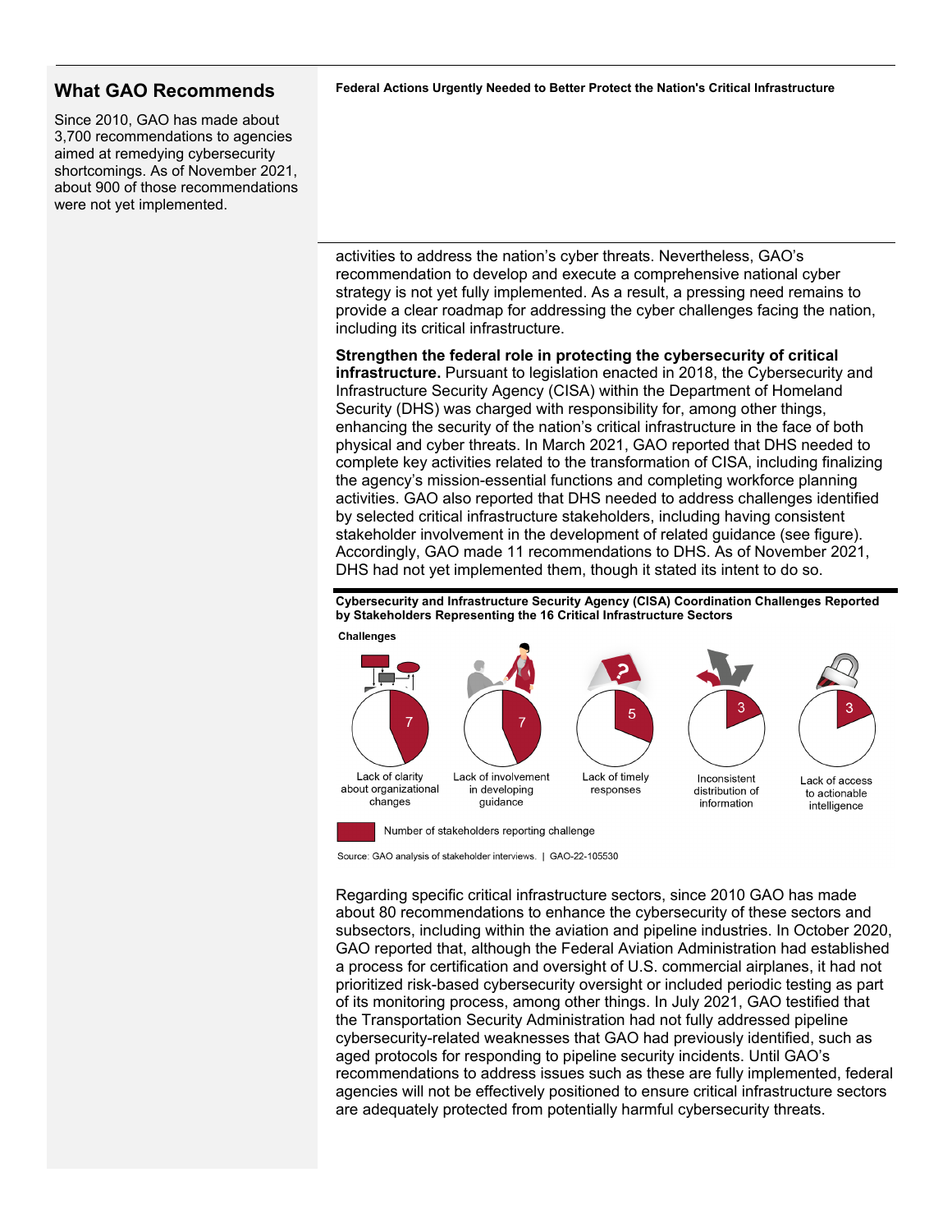## What GAO Recommends

Since 2010, GAO has made about 3,700 recommendations to agencies aimed at remedying cybersecurity shortcomings. As of November 2021, about 900 of those recommendations were not yet implemented.

**Federal Actions Urgently Needed to Better Protect the Nation's Critical Infrastructure**

activities to address the nation's cyber threats. Nevertheless, GAO's recommendation to develop and execute a comprehensive national cyber strategy is not yet fully implemented. As a result, a pressing need remains to provide a clear roadmap for addressing the cyber challenges facing the nation, including its critical infrastructure.

**Strengthen the federal role in protecting the cybersecurity of critical infrastructure.** Pursuant to legislation enacted in 2018, the Cybersecurity and Infrastructure Security Agency (CISA) within the Department of Homeland Security (DHS) was charged with responsibility for, among other things, enhancing the security of the nation's critical infrastructure in the face of both physical and cyber threats. In March 2021, GAO reported that DHS needed to complete key activities related to the transformation of CISA, including finalizing the agency's mission-essential functions and completing workforce planning activities. GAO also reported that DHS needed to address challenges identified by selected critical infrastructure stakeholders, including having consistent stakeholder involvement in the development of related guidance (see figure). Accordingly, GAO made 11 recommendations to DHS. As of November 2021, DHS had not yet implemented them, though it stated its intent to do so.

**Cybersecurity and Infrastructure Security Agency (CISA) Coordination Challenges Reported by Stakeholders Representing the 16 Critical Infrastructure Sectors**

Challenges

7
Lack of clarity about organizational changes

7
Lack of involvement in developing guidance

5
Lack of timely responses

3
Inconsistent distribution of information

3
Lack of access to actionable intelligence

Number of stakeholders reporting challenge

Source: GAO analysis of stakeholder interviews. | GAO-22-105530

Regarding specific critical infrastructure sectors, since 2010 GAO has made about 80 recommendations to enhance the cybersecurity of these sectors and subsectors, including within the aviation and pipeline industries. In October 2020, GAO reported that, although the Federal Aviation Administration had established a process for certification and oversight of U.S. commercial airplanes, it had not prioritized risk-based cybersecurity oversight or included periodic testing as part of its monitoring process, among other things. In July 2021, GAO testified that the Transportation Security Administration had not fully addressed pipeline cybersecurity-related weaknesses that GAO had previously identified, such as aged protocols for responding to pipeline security incidents. Until GAO's recommendations to address issues such as these are fully implemented, federal agencies will not be effectively positioned to ensure critical infrastructure sectors are adequately protected from potentially harmful cybersecurity threats.